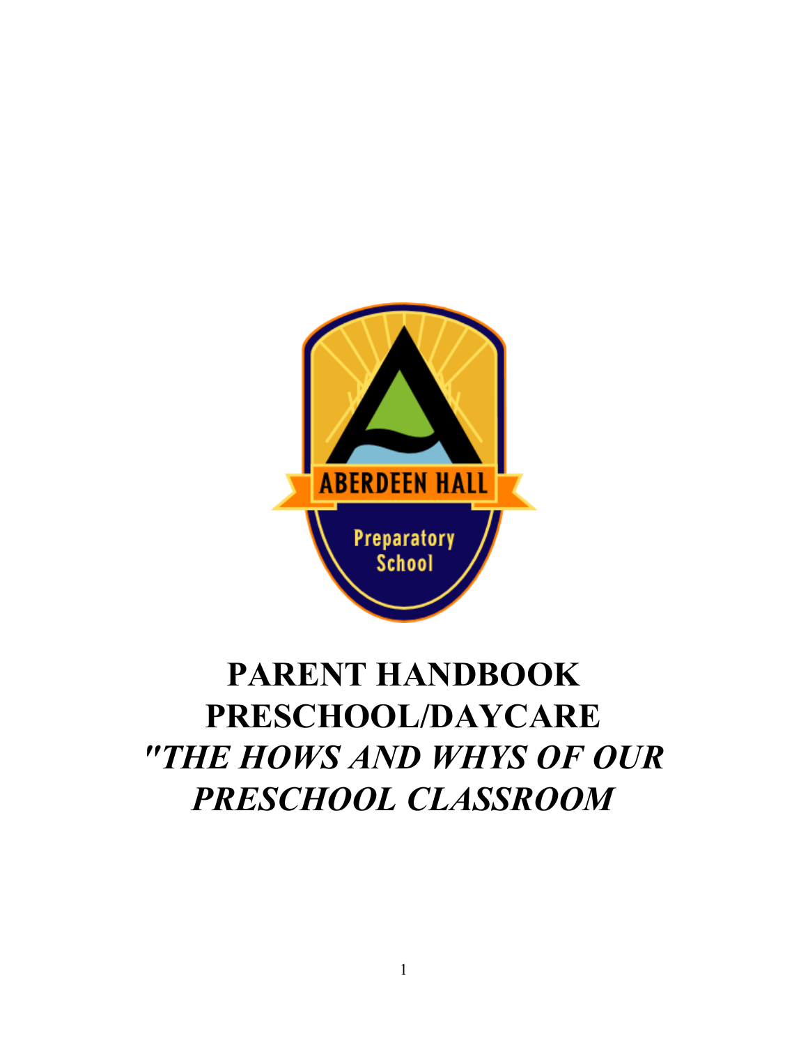ABERDEEN HALL

Preparatory School

# PARENT HANDBOOK PRESCHOOL/DAYCARE

## *"THE HOWS AND WHYS OF OUR PRESCHOOL CLASSROOM*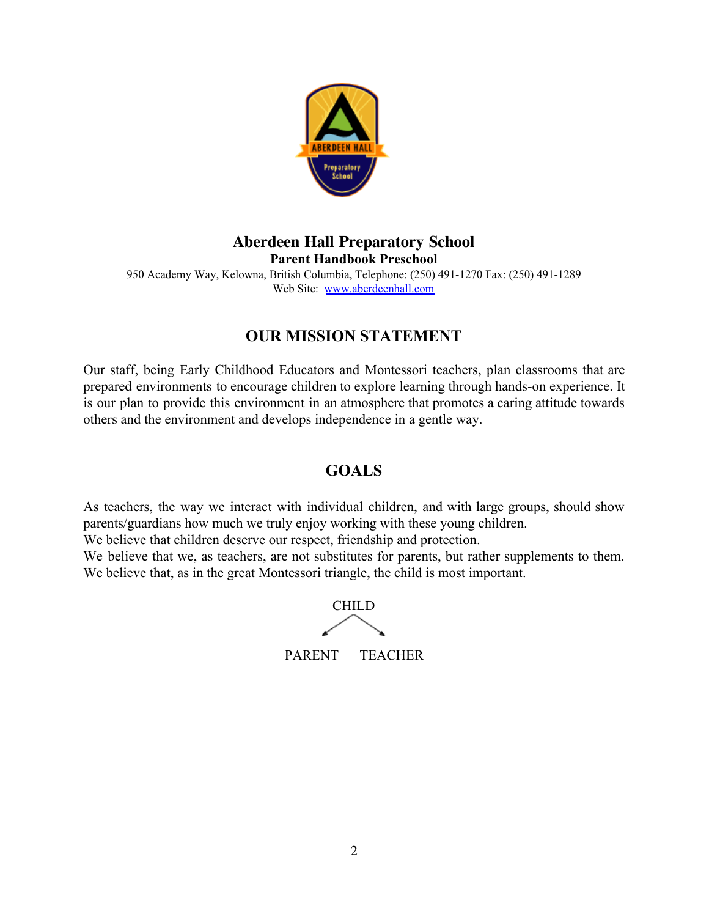# Aberdeen Hall Preparatory School

**Parent Handbook Preschool**

950 Academy Way, Kelowna, British Columbia, Telephone: (250) 491-1270 Fax: (250) 491-1289

Web Site: [www.aberdeenhall.com](http://www.aberdeenhall.com)

## OUR MISSION STATEMENT

Our staff, being Early Childhood Educators and Montessori teachers, plan classrooms that are prepared environments to encourage children to explore learning through hands-on experience. It is our plan to provide this environment in an atmosphere that promotes a caring attitude towards others and the environment and develops independence in a gentle way.

## GOALS

As teachers, the way we interact with individual children, and with large groups, should show parents/guardians how much we truly enjoy working with these young children.
We believe that children deserve our respect, friendship and protection.
We believe that we, as teachers, are not substitutes for parents, but rather supplements to them.
We believe that, as in the great Montessori triangle, the child is most important.

CHILD

PARENT TEACHER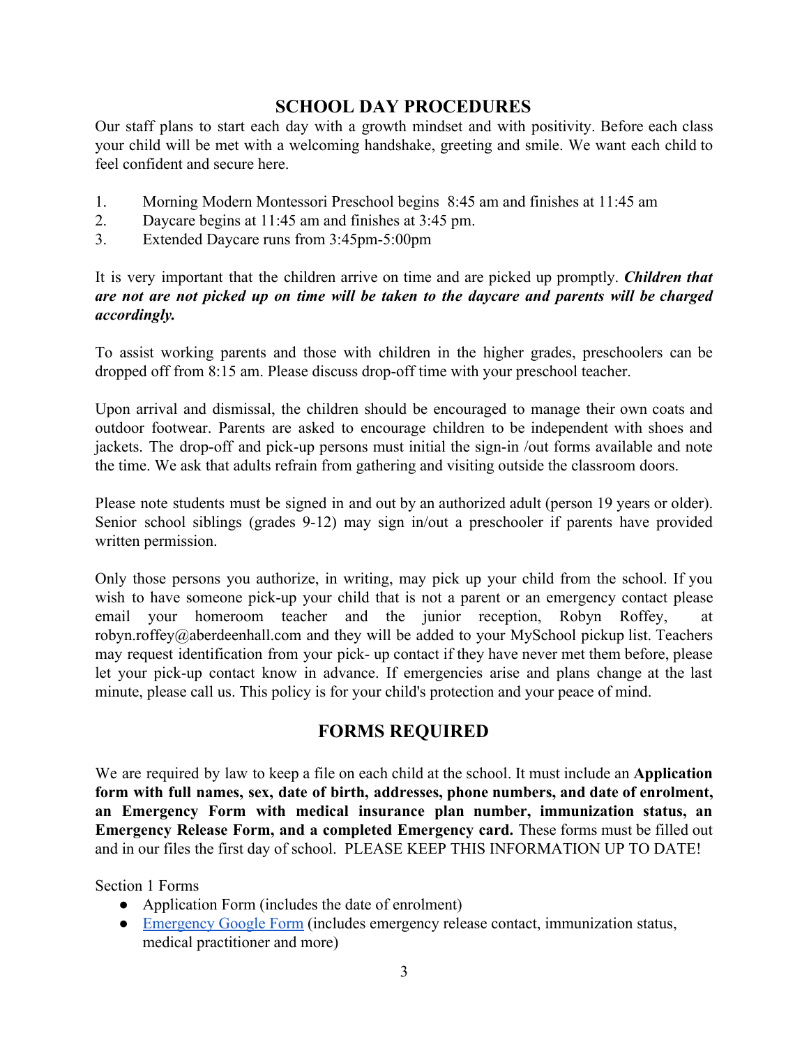## SCHOOL DAY PROCEDURES

Our staff plans to start each day with a growth mindset and with positivity. Before each class your child will be met with a welcoming handshake, greeting and smile. We want each child to feel confident and secure here.

1. Morning Modern Montessori Preschool begins 8:45 am and finishes at 11:45 am
2. Daycare begins at 11:45 am and finishes at 3:45 pm.
3. Extended Daycare runs from 3:45pm-5:00pm

It is very important that the children arrive on time and are picked up promptly. ***Children that are not are not picked up on time will be taken to the daycare and parents will be charged accordingly.***

To assist working parents and those with children in the higher grades, preschoolers can be dropped off from 8:15 am. Please discuss drop-off time with your preschool teacher.

Upon arrival and dismissal, the children should be encouraged to manage their own coats and outdoor footwear. Parents are asked to encourage children to be independent with shoes and jackets. The drop-off and pick-up persons must initial the sign-in /out forms available and note the time. We ask that adults refrain from gathering and visiting outside the classroom doors.

Please note students must be signed in and out by an authorized adult (person 19 years or older). Senior school siblings (grades 9-12) may sign in/out a preschooler if parents have provided written permission.

Only those persons you authorize, in writing, may pick up your child from the school. If you wish to have someone pick-up your child that is not a parent or an emergency contact please email your homeroom teacher and the junior reception, Robyn Roffey, at robyn.roffey@aberdeenhall.com and they will be added to your MySchool pickup list. Teachers may request identification from your pick- up contact if they have never met them before, please let your pick-up contact know in advance. If emergencies arise and plans change at the last minute, please call us. This policy is for your child's protection and your peace of mind.

## FORMS REQUIRED

We are required by law to keep a file on each child at the school. It must include an **Application form with full names, sex, date of birth, addresses, phone numbers, and date of enrolment, an Emergency Form with medical insurance plan number, immunization status, an Emergency Release Form, and a completed Emergency card.** These forms must be filled out and in our files the first day of school. PLEASE KEEP THIS INFORMATION UP TO DATE!

Section 1 Forms

- Application Form (includes the date of enrolment)
- Emergency Google Form (includes emergency release contact, immunization status, medical practitioner and more)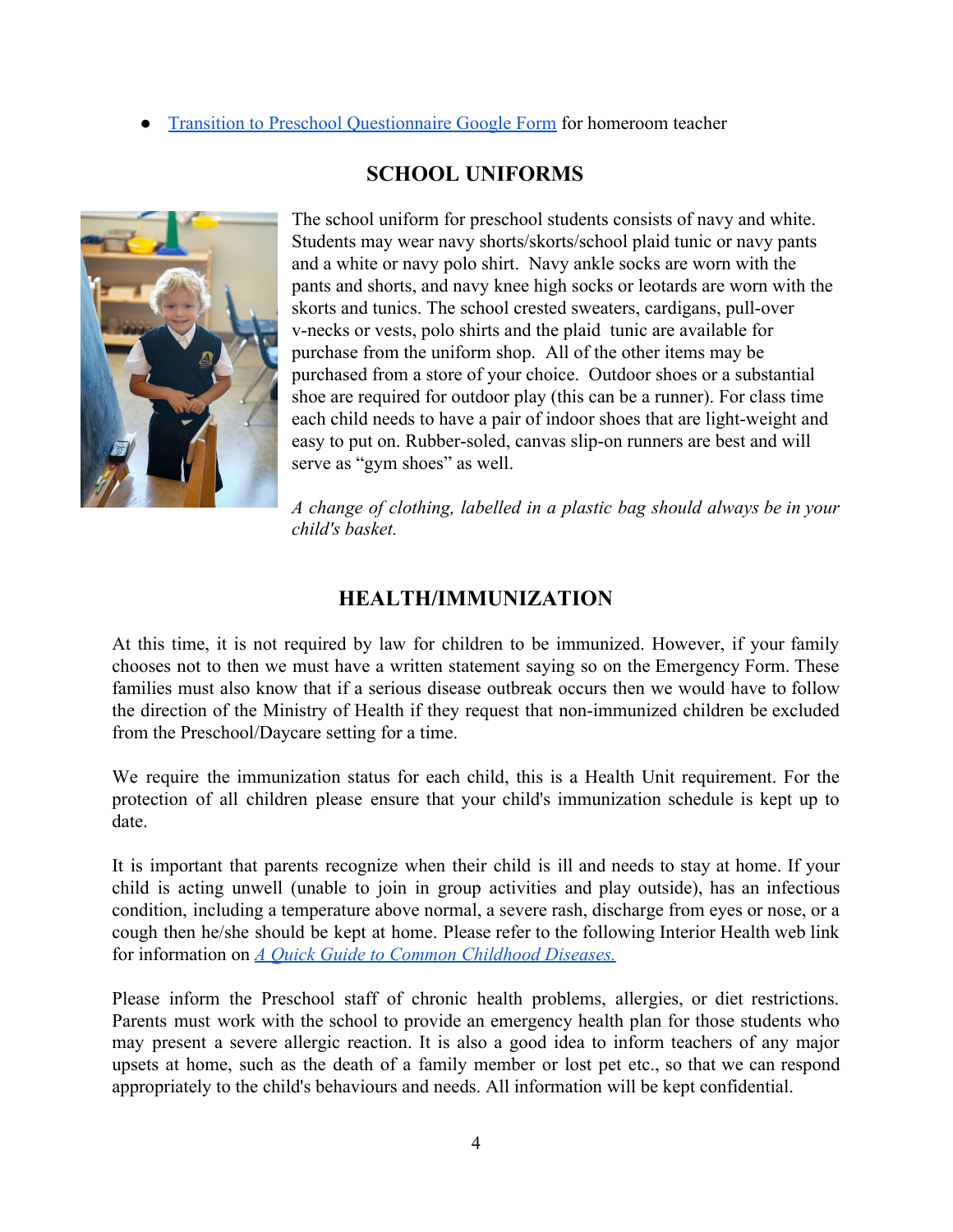- Transition to Preschool Questionnaire Google Form for homeroom teacher

## SCHOOL UNIFORMS

The school uniform for preschool students consists of navy and white. Students may wear navy shorts/skorts/school plaid tunic or navy pants and a white or navy polo shirt. Navy ankle socks are worn with the pants and shorts, and navy knee high socks or leotards are worn with the skorts and tunics. The school crested sweaters, cardigans, pull-over v-necks or vests, polo shirts and the plaid tunic are available for purchase from the uniform shop. All of the other items may be purchased from a store of your choice. Outdoor shoes or a substantial shoe are required for outdoor play (this can be a runner). For class time each child needs to have a pair of indoor shoes that are light-weight and easy to put on. Rubber-soled, canvas slip-on runners are best and will serve as "gym shoes" as well.

*A change of clothing, labelled in a plastic bag should always be in your child's basket.*

## HEALTH/IMMUNIZATION

At this time, it is not required by law for children to be immunized. However, if your family chooses not to then we must have a written statement saying so on the Emergency Form. These families must also know that if a serious disease outbreak occurs then we would have to follow the direction of the Ministry of Health if they request that non-immunized children be excluded from the Preschool/Daycare setting for a time.

We require the immunization status for each child, this is a Health Unit requirement. For the protection of all children please ensure that your child's immunization schedule is kept up to date.

It is important that parents recognize when their child is ill and needs to stay at home. If your child is acting unwell (unable to join in group activities and play outside), has an infectious condition, including a temperature above normal, a severe rash, discharge from eyes or nose, or a cough then he/she should be kept at home. Please refer to the following Interior Health web link for information on *A Quick Guide to Common Childhood Diseases.*

Please inform the Preschool staff of chronic health problems, allergies, or diet restrictions. Parents must work with the school to provide an emergency health plan for those students who may present a severe allergic reaction. It is also a good idea to inform teachers of any major upsets at home, such as the death of a family member or lost pet etc., so that we can respond appropriately to the child's behaviours and needs. All information will be kept confidential.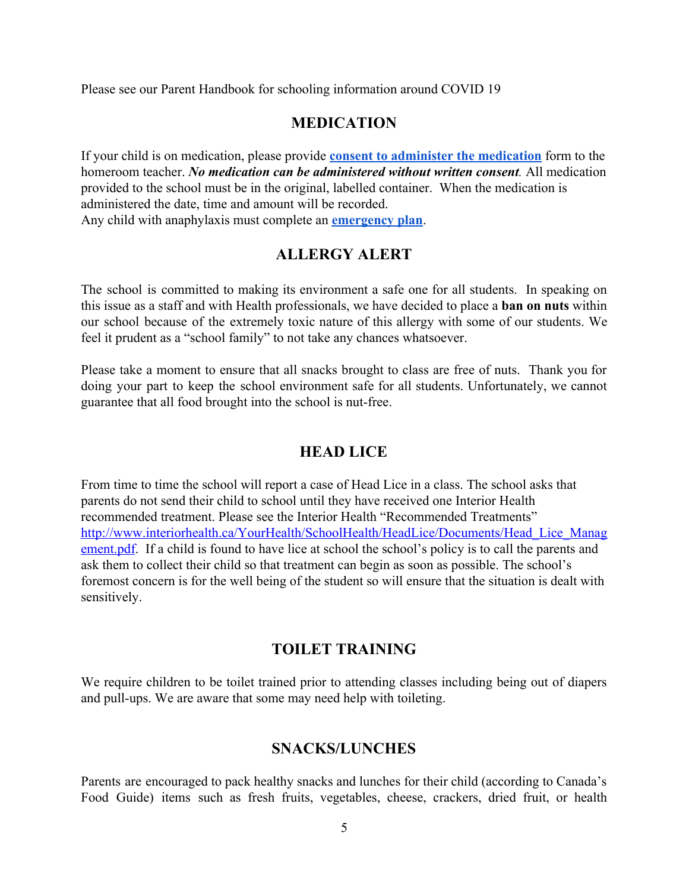Please see our Parent Handbook for schooling information around COVID 19

## MEDICATION

If your child is on medication, please provide **consent to administer the medication** form to the homeroom teacher. ***No medication can be administered without written consent***. All medication provided to the school must be in the original, labelled container. When the medication is administered the date, time and amount will be recorded.
Any child with anaphylaxis must complete an **emergency plan**.

## ALLERGY ALERT

The school is committed to making its environment a safe one for all students. In speaking on this issue as a staff and with Health professionals, we have decided to place a **ban on nuts** within our school because of the extremely toxic nature of this allergy with some of our students. We feel it prudent as a "school family" to not take any chances whatsoever.

Please take a moment to ensure that all snacks brought to class are free of nuts. Thank you for doing your part to keep the school environment safe for all students. Unfortunately, we cannot guarantee that all food brought into the school is nut-free.

## HEAD LICE

From time to time the school will report a case of Head Lice in a class. The school asks that parents do not send their child to school until they have received one Interior Health recommended treatment. Please see the Interior Health "Recommended Treatments" http://www.interiorhealth.ca/YourHealth/SchoolHealth/HeadLice/Documents/Head_Lice_Management.pdf. If a child is found to have lice at school the school's policy is to call the parents and ask them to collect their child so that treatment can begin as soon as possible. The school's foremost concern is for the well being of the student so will ensure that the situation is dealt with sensitively.

## TOILET TRAINING

We require children to be toilet trained prior to attending classes including being out of diapers and pull-ups. We are aware that some may need help with toileting.

## SNACKS/LUNCHES

Parents are encouraged to pack healthy snacks and lunches for their child (according to Canada's Food Guide) items such as fresh fruits, vegetables, cheese, crackers, dried fruit, or health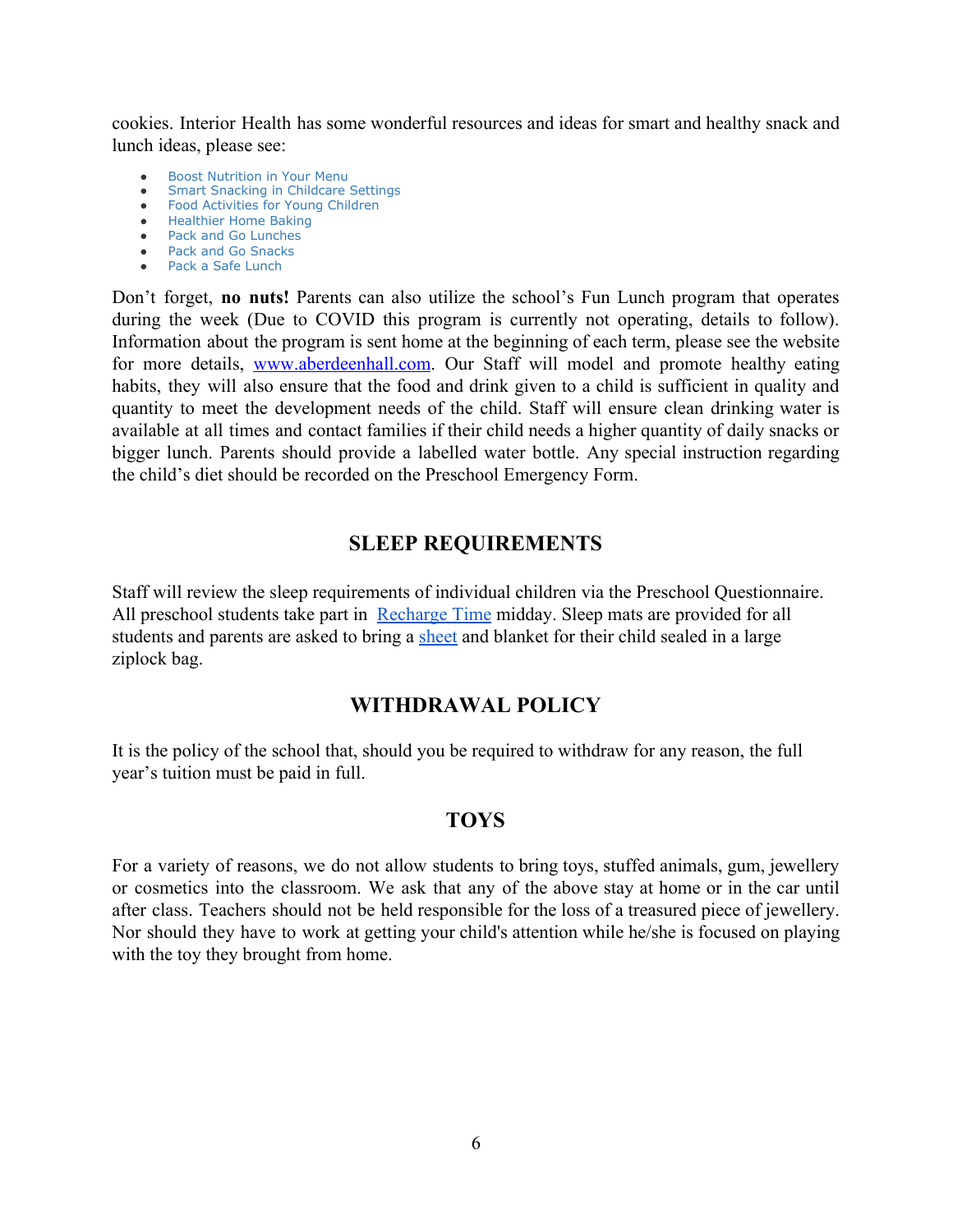cookies. Interior Health has some wonderful resources and ideas for smart and healthy snack and lunch ideas, please see:

- Boost Nutrition in Your Menu
- Smart Snacking in Childcare Settings
- Food Activities for Young Children
- Healthier Home Baking
- Pack and Go Lunches
- Pack and Go Snacks
- Pack a Safe Lunch

Don't forget, **no nuts!** Parents can also utilize the school's Fun Lunch program that operates during the week (Due to COVID this program is currently not operating, details to follow). Information about the program is sent home at the beginning of each term, please see the website for more details, www.aberdeenhall.com. Our Staff will model and promote healthy eating habits, they will also ensure that the food and drink given to a child is sufficient in quality and quantity to meet the development needs of the child. Staff will ensure clean drinking water is available at all times and contact families if their child needs a higher quantity of daily snacks or bigger lunch. Parents should provide a labelled water bottle. Any special instruction regarding the child's diet should be recorded on the Preschool Emergency Form.

## SLEEP REQUIREMENTS

Staff will review the sleep requirements of individual children via the Preschool Questionnaire. All preschool students take part in Recharge Time midday. Sleep mats are provided for all students and parents are asked to bring a sheet and blanket for their child sealed in a large ziplock bag.

## WITHDRAWAL POLICY

It is the policy of the school that, should you be required to withdraw for any reason, the full year's tuition must be paid in full.

## TOYS

For a variety of reasons, we do not allow students to bring toys, stuffed animals, gum, jewellery or cosmetics into the classroom. We ask that any of the above stay at home or in the car until after class. Teachers should not be held responsible for the loss of a treasured piece of jewellery. Nor should they have to work at getting your child's attention while he/she is focused on playing with the toy they brought from home.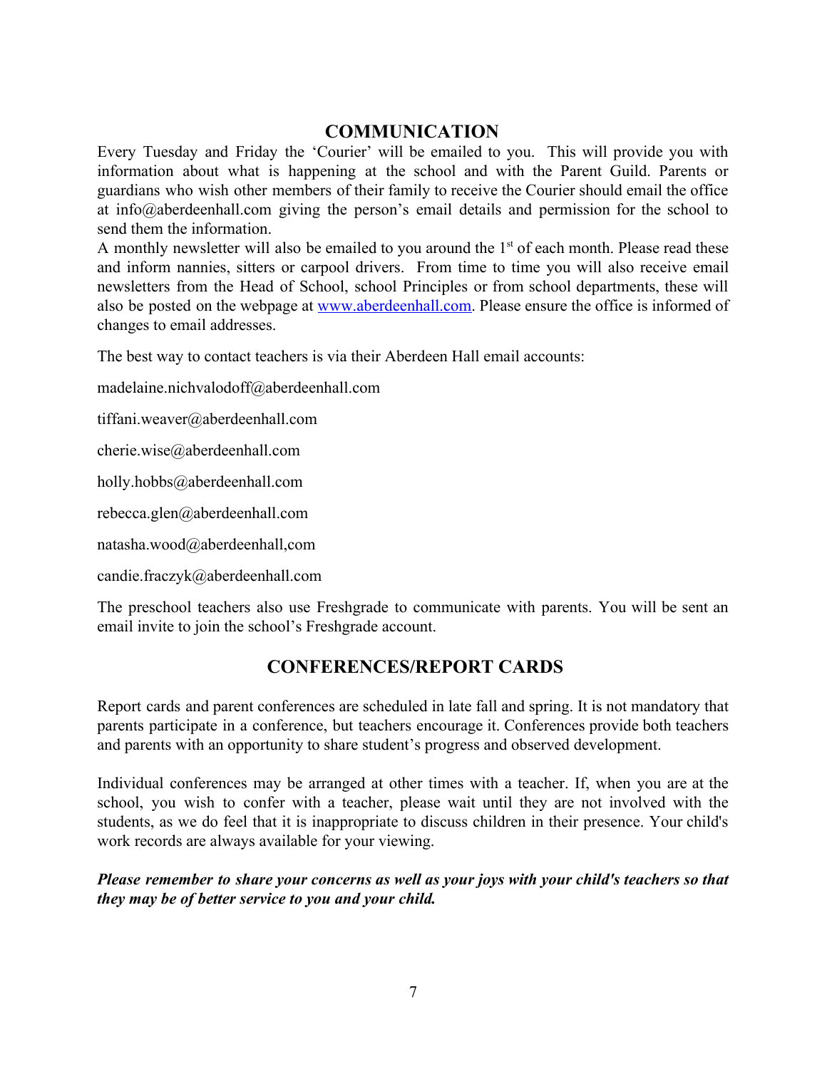## COMMUNICATION

Every Tuesday and Friday the 'Courier' will be emailed to you. This will provide you with information about what is happening at the school and with the Parent Guild. Parents or guardians who wish other members of their family to receive the Courier should email the office at info@aberdeenhall.com giving the person's email details and permission for the school to send them the information.

A monthly newsletter will also be emailed to you around the 1st of each month. Please read these and inform nannies, sitters or carpool drivers. From time to time you will also receive email newsletters from the Head of School, school Principles or from school departments, these will also be posted on the webpage at [www.aberdeenhall.com](http://www.aberdeenhall.com). Please ensure the office is informed of changes to email addresses.

The best way to contact teachers is via their Aberdeen Hall email accounts:

madelaine.nichvalodoff@aberdeenhall.com

tiffani.weaver@aberdeenhall.com

cherie.wise@aberdeenhall.com

holly.hobbs@aberdeenhall.com

rebecca.glen@aberdeenhall.com

natasha.wood@aberdeenhall,com

candie.fraczyk@aberdeenhall.com

The preschool teachers also use Freshgrade to communicate with parents. You will be sent an email invite to join the school's Freshgrade account.

## CONFERENCES/REPORT CARDS

Report cards and parent conferences are scheduled in late fall and spring. It is not mandatory that parents participate in a conference, but teachers encourage it. Conferences provide both teachers and parents with an opportunity to share student's progress and observed development.

Individual conferences may be arranged at other times with a teacher. If, when you are at the school, you wish to confer with a teacher, please wait until they are not involved with the students, as we do feel that it is inappropriate to discuss children in their presence. Your child's work records are always available for your viewing.

***Please remember to share your concerns as well as your joys with your child's teachers so that they may be of better service to you and your child.***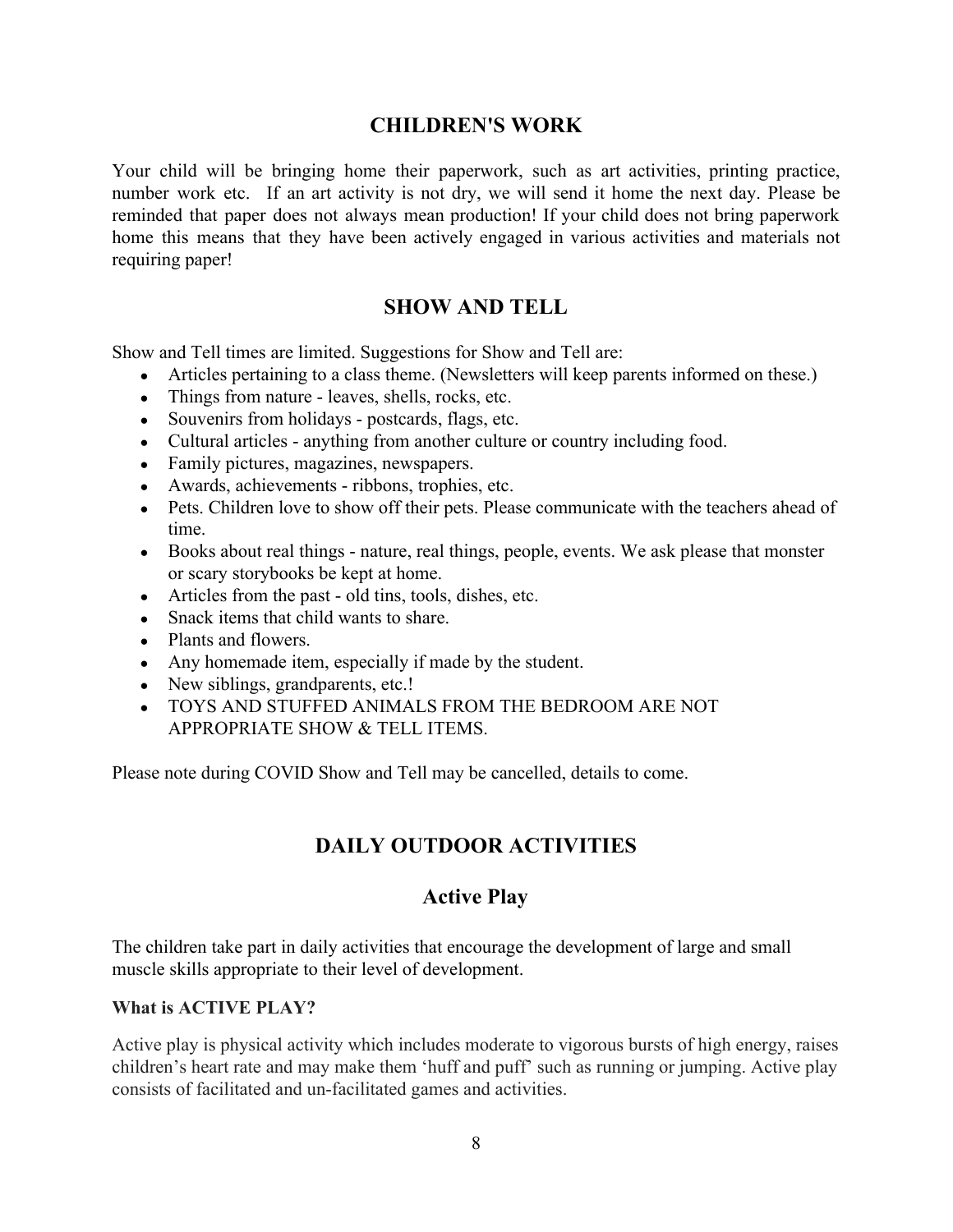## CHILDREN'S WORK

Your child will be bringing home their paperwork, such as art activities, printing practice, number work etc. If an art activity is not dry, we will send it home the next day. Please be reminded that paper does not always mean production! If your child does not bring paperwork home this means that they have been actively engaged in various activities and materials not requiring paper!

## SHOW AND TELL

Show and Tell times are limited. Suggestions for Show and Tell are:

- Articles pertaining to a class theme. (Newsletters will keep parents informed on these.)
- Things from nature - leaves, shells, rocks, etc.
- Souvenirs from holidays - postcards, flags, etc.
- Cultural articles - anything from another culture or country including food.
- Family pictures, magazines, newspapers.
- Awards, achievements - ribbons, trophies, etc.
- Pets. Children love to show off their pets. Please communicate with the teachers ahead of time.
- Books about real things - nature, real things, people, events. We ask please that monster or scary storybooks be kept at home.
- Articles from the past - old tins, tools, dishes, etc.
- Snack items that child wants to share.
- Plants and flowers.
- Any homemade item, especially if made by the student.
- New siblings, grandparents, etc.!
- TOYS AND STUFFED ANIMALS FROM THE BEDROOM ARE NOT APPROPRIATE SHOW & TELL ITEMS.

Please note during COVID Show and Tell may be cancelled, details to come.

## DAILY OUTDOOR ACTIVITIES

### Active Play

The children take part in daily activities that encourage the development of large and small muscle skills appropriate to their level of development.

**What is ACTIVE PLAY?**

Active play is physical activity which includes moderate to vigorous bursts of high energy, raises children's heart rate and may make them 'huff and puff' such as running or jumping. Active play consists of facilitated and un-facilitated games and activities.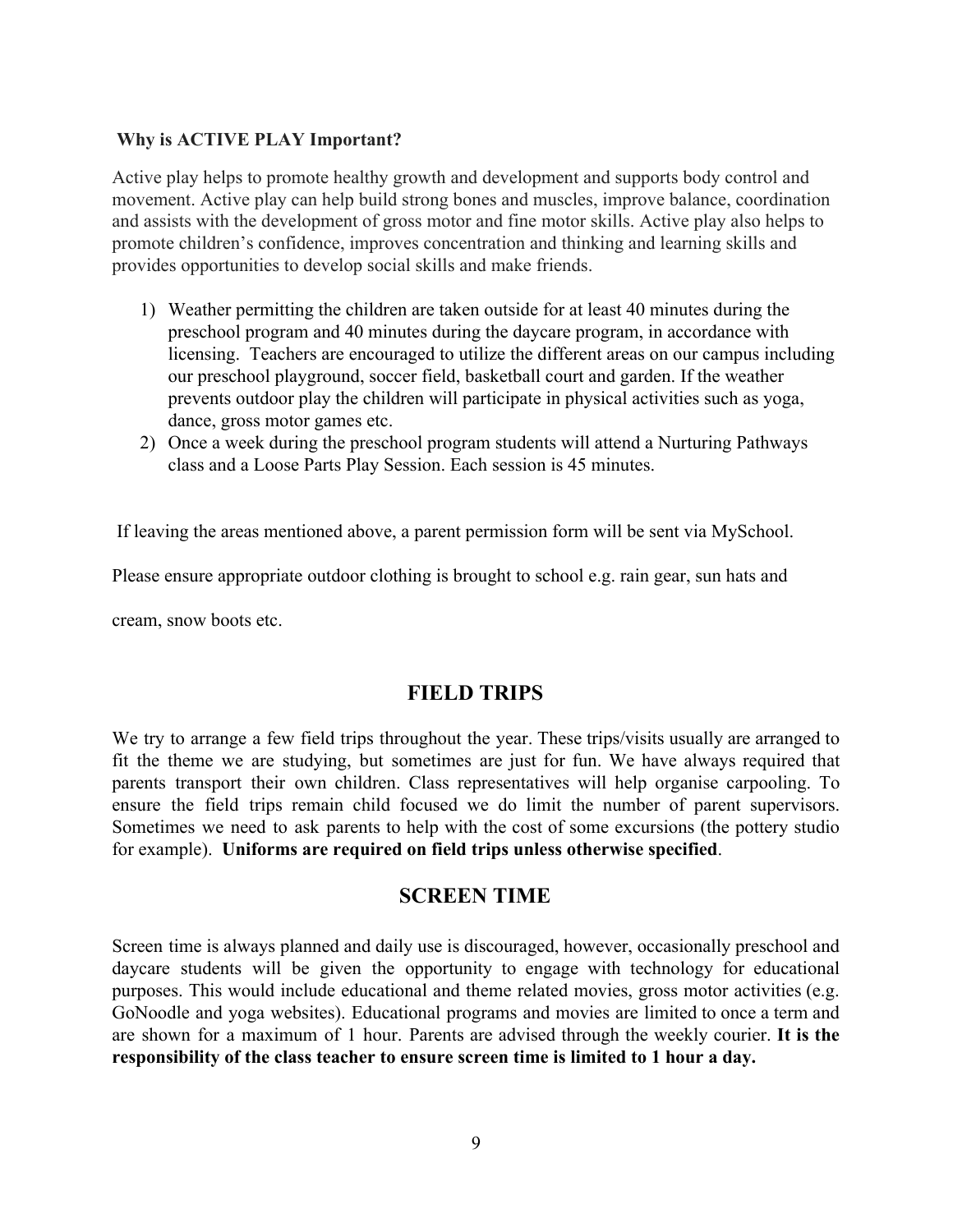**Why is ACTIVE PLAY Important?**

Active play helps to promote healthy growth and development and supports body control and movement. Active play can help build strong bones and muscles, improve balance, coordination and assists with the development of gross motor and fine motor skills. Active play also helps to promote children's confidence, improves concentration and thinking and learning skills and provides opportunities to develop social skills and make friends.

1) Weather permitting the children are taken outside for at least 40 minutes during the preschool program and 40 minutes during the daycare program, in accordance with licensing. Teachers are encouraged to utilize the different areas on our campus including our preschool playground, soccer field, basketball court and garden. If the weather prevents outdoor play the children will participate in physical activities such as yoga, dance, gross motor games etc.
2) Once a week during the preschool program students will attend a Nurturing Pathways class and a Loose Parts Play Session. Each session is 45 minutes.

If leaving the areas mentioned above, a parent permission form will be sent via MySchool.

Please ensure appropriate outdoor clothing is brought to school e.g. rain gear, sun hats and cream, snow boots etc.

## FIELD TRIPS

We try to arrange a few field trips throughout the year. These trips/visits usually are arranged to fit the theme we are studying, but sometimes are just for fun. We have always required that parents transport their own children. Class representatives will help organise carpooling. To ensure the field trips remain child focused we do limit the number of parent supervisors. Sometimes we need to ask parents to help with the cost of some excursions (the pottery studio for example). **Uniforms are required on field trips unless otherwise specified**.

## SCREEN TIME

Screen time is always planned and daily use is discouraged, however, occasionally preschool and daycare students will be given the opportunity to engage with technology for educational purposes. This would include educational and theme related movies, gross motor activities (e.g. GoNoodle and yoga websites). Educational programs and movies are limited to once a term and are shown for a maximum of 1 hour. Parents are advised through the weekly courier. **It is the responsibility of the class teacher to ensure screen time is limited to 1 hour a day.**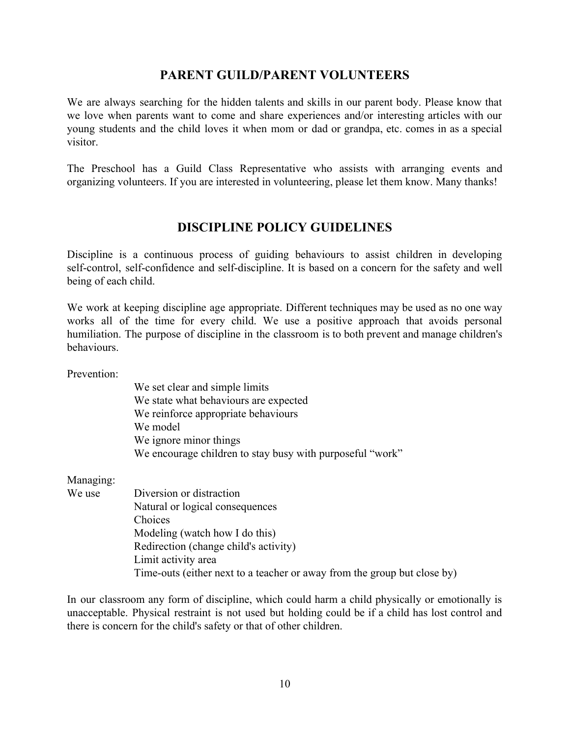## PARENT GUILD/PARENT VOLUNTEERS

We are always searching for the hidden talents and skills in our parent body. Please know that we love when parents want to come and share experiences and/or interesting articles with our young students and the child loves it when mom or dad or grandpa, etc. comes in as a special visitor.

The Preschool has a Guild Class Representative who assists with arranging events and organizing volunteers. If you are interested in volunteering, please let them know. Many thanks!

## DISCIPLINE POLICY GUIDELINES

Discipline is a continuous process of guiding behaviours to assist children in developing self-control, self-confidence and self-discipline. It is based on a concern for the safety and well being of each child.

We work at keeping discipline age appropriate. Different techniques may be used as no one way works all of the time for every child. We use a positive approach that avoids personal humiliation. The purpose of discipline in the classroom is to both prevent and manage children's behaviours.

Prevention:

- We set clear and simple limits
- We state what behaviours are expected
- We reinforce appropriate behaviours
- We model
- We ignore minor things
- We encourage children to stay busy with purposeful "work"

Managing:

We use

- Diversion or distraction
- Natural or logical consequences
- Choices
- Modeling (watch how I do this)
- Redirection (change child's activity)
- Limit activity area
- Time-outs (either next to a teacher or away from the group but close by)

In our classroom any form of discipline, which could harm a child physically or emotionally is unacceptable. Physical restraint is not used but holding could be if a child has lost control and there is concern for the child's safety or that of other children.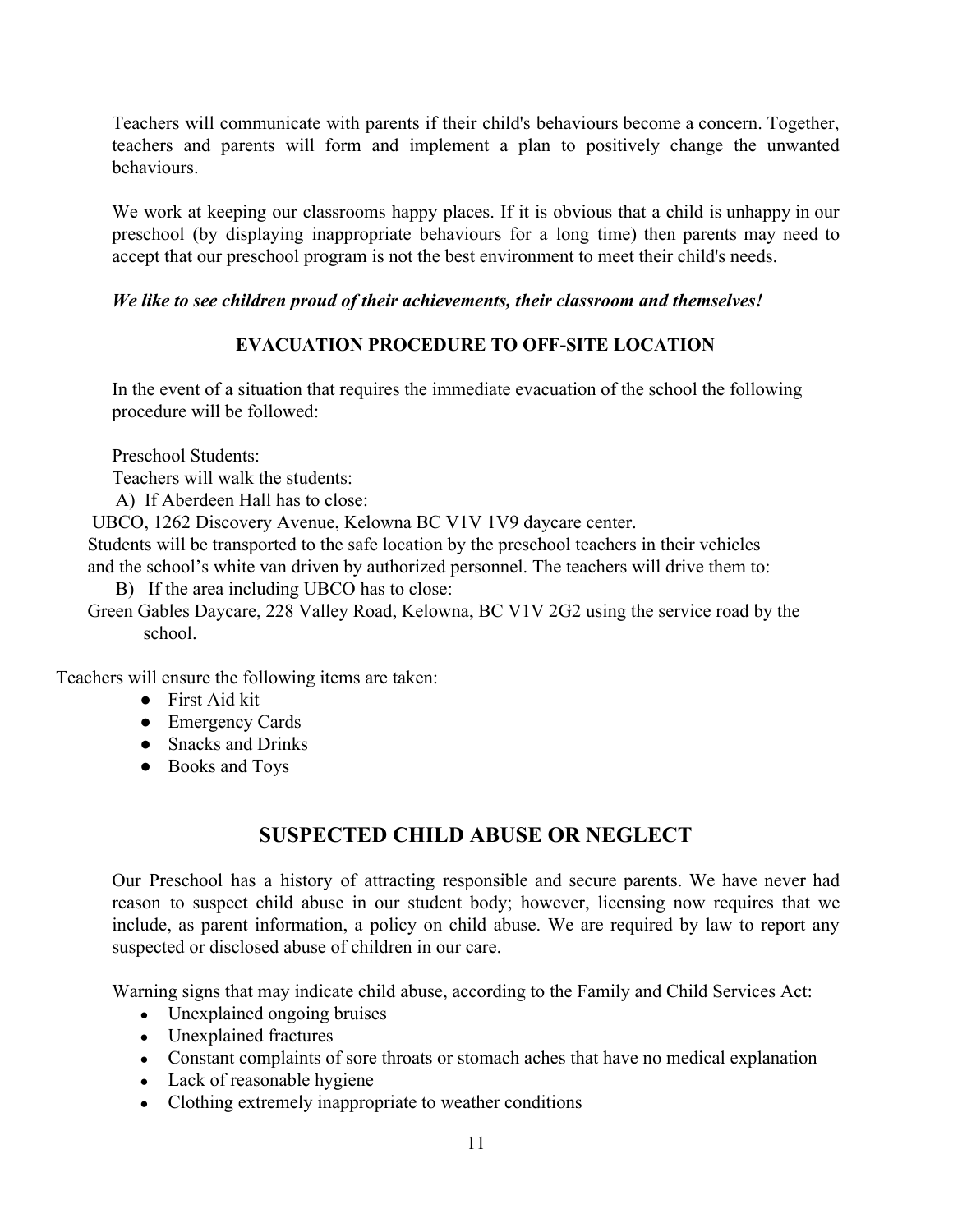Teachers will communicate with parents if their child's behaviours become a concern. Together, teachers and parents will form and implement a plan to positively change the unwanted behaviours.

We work at keeping our classrooms happy places. If it is obvious that a child is unhappy in our preschool (by displaying inappropriate behaviours for a long time) then parents may need to accept that our preschool program is not the best environment to meet their child's needs.

***We like to see children proud of their achievements, their classroom and themselves!***

**EVACUATION PROCEDURE TO OFF-SITE LOCATION**

In the event of a situation that requires the immediate evacuation of the school the following procedure will be followed:

Preschool Students:

Teachers will walk the students:

A) If Aberdeen Hall has to close:

UBCO, 1262 Discovery Avenue, Kelowna BC V1V 1V9 daycare center.

Students will be transported to the safe location by the preschool teachers in their vehicles and the school's white van driven by authorized personnel. The teachers will drive them to:

B) If the area including UBCO has to close:

Green Gables Daycare, 228 Valley Road, Kelowna, BC V1V 2G2 using the service road by the school.

Teachers will ensure the following items are taken:

- First Aid kit
- Emergency Cards
- Snacks and Drinks
- Books and Toys

## SUSPECTED CHILD ABUSE OR NEGLECT

Our Preschool has a history of attracting responsible and secure parents. We have never had reason to suspect child abuse in our student body; however, licensing now requires that we include, as parent information, a policy on child abuse. We are required by law to report any suspected or disclosed abuse of children in our care.

Warning signs that may indicate child abuse, according to the Family and Child Services Act:

- Unexplained ongoing bruises
- Unexplained fractures
- Constant complaints of sore throats or stomach aches that have no medical explanation
- Lack of reasonable hygiene
- Clothing extremely inappropriate to weather conditions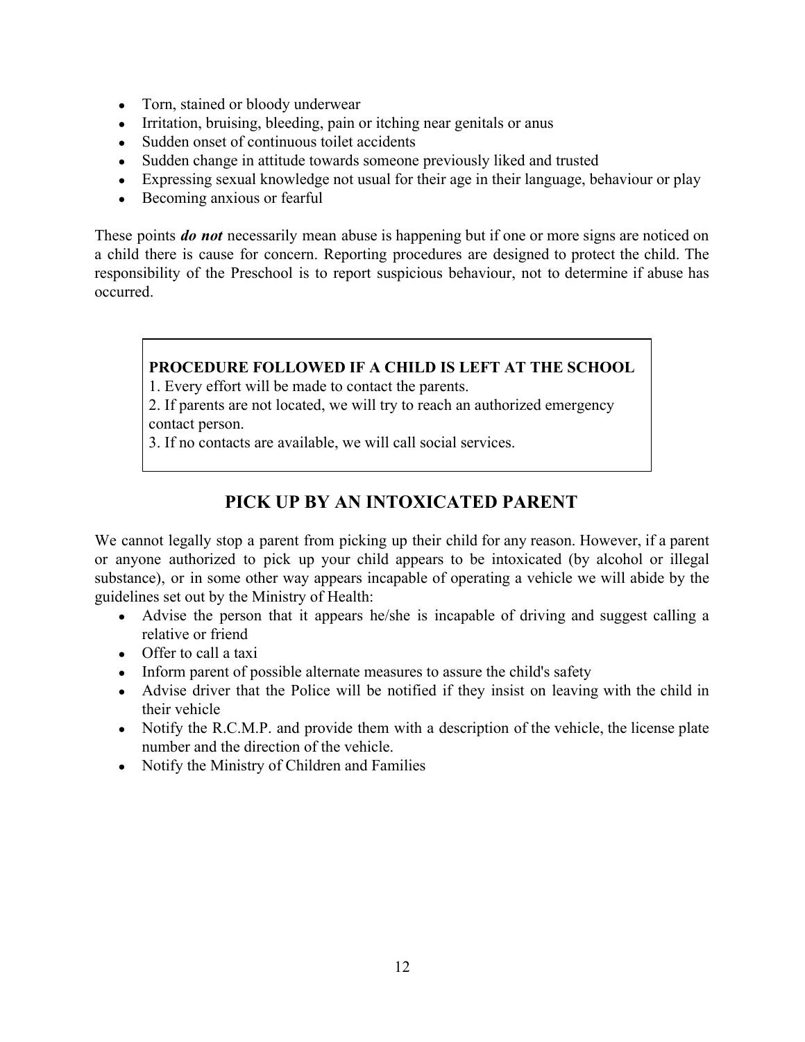- Torn, stained or bloody underwear
- Irritation, bruising, bleeding, pain or itching near genitals or anus
- Sudden onset of continuous toilet accidents
- Sudden change in attitude towards someone previously liked and trusted
- Expressing sexual knowledge not usual for their age in their language, behaviour or play
- Becoming anxious or fearful

These points ***do not*** necessarily mean abuse is happening but if one or more signs are noticed on a child there is cause for concern. Reporting procedures are designed to protect the child. The responsibility of the Preschool is to report suspicious behaviour, not to determine if abuse has occurred.

**PROCEDURE FOLLOWED IF A CHILD IS LEFT AT THE SCHOOL**

1. Every effort will be made to contact the parents.
2. If parents are not located, we will try to reach an authorized emergency contact person.
3. If no contacts are available, we will call social services.

## PICK UP BY AN INTOXICATED PARENT

We cannot legally stop a parent from picking up their child for any reason. However, if a parent or anyone authorized to pick up your child appears to be intoxicated (by alcohol or illegal substance), or in some other way appears incapable of operating a vehicle we will abide by the guidelines set out by the Ministry of Health:

- Advise the person that it appears he/she is incapable of driving and suggest calling a relative or friend
- Offer to call a taxi
- Inform parent of possible alternate measures to assure the child's safety
- Advise driver that the Police will be notified if they insist on leaving with the child in their vehicle
- Notify the R.C.M.P. and provide them with a description of the vehicle, the license plate number and the direction of the vehicle.
- Notify the Ministry of Children and Families